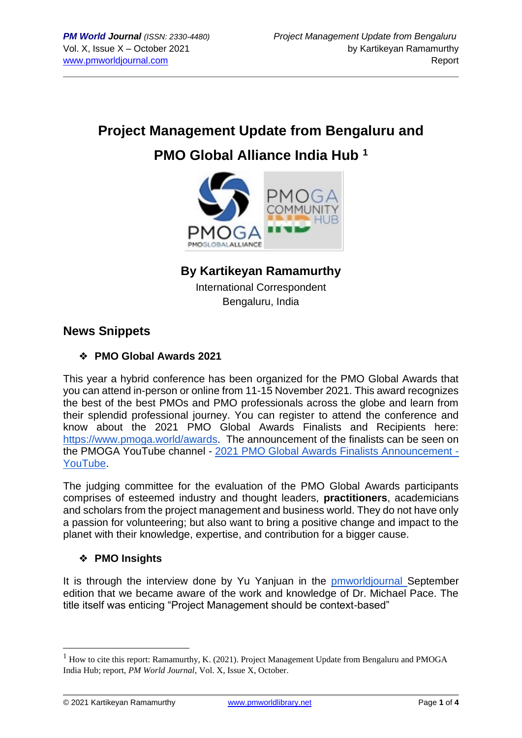# Project Management Update from Bengaluru and PMO Global Alliance India Hub [1]

**By Kartikeyan Ramamurthy**

International Correspondent

Bengaluru, India

## News Snippets

### ❖ PMO Global Awards 2021

This year a hybrid conference has been organized for the PMO Global Awards that you can attend in-person or online from 11-15 November 2021. This award recognizes the best of the best PMOs and PMO professionals across the globe and learn from their splendid professional journey. You can register to attend the conference and know about the 2021 PMO Global Awards Finalists and Recipients here: https://www.pmoga.world/awards. The announcement of the finalists can be seen on the PMOGA YouTube channel - 2021 PMO Global Awards Finalists Announcement - YouTube.

The judging committee for the evaluation of the PMO Global Awards participants comprises of esteemed industry and thought leaders, **practitioners**, academicians and scholars from the project management and business world. They do not have only a passion for volunteering; but also want to bring a positive change and impact to the planet with their knowledge, expertise, and contribution for a bigger cause.

### ❖ PMO Insights

It is through the interview done by Yu Yanjuan in the pmworldjournal September edition that we became aware of the work and knowledge of Dr. Michael Pace. The title itself was enticing "Project Management should be context-based"

[1] How to cite this report: Ramamurthy, K. (2021). Project Management Update from Bengaluru and PMOGA India Hub; report, *PM World Journal*, Vol. X, Issue X, October.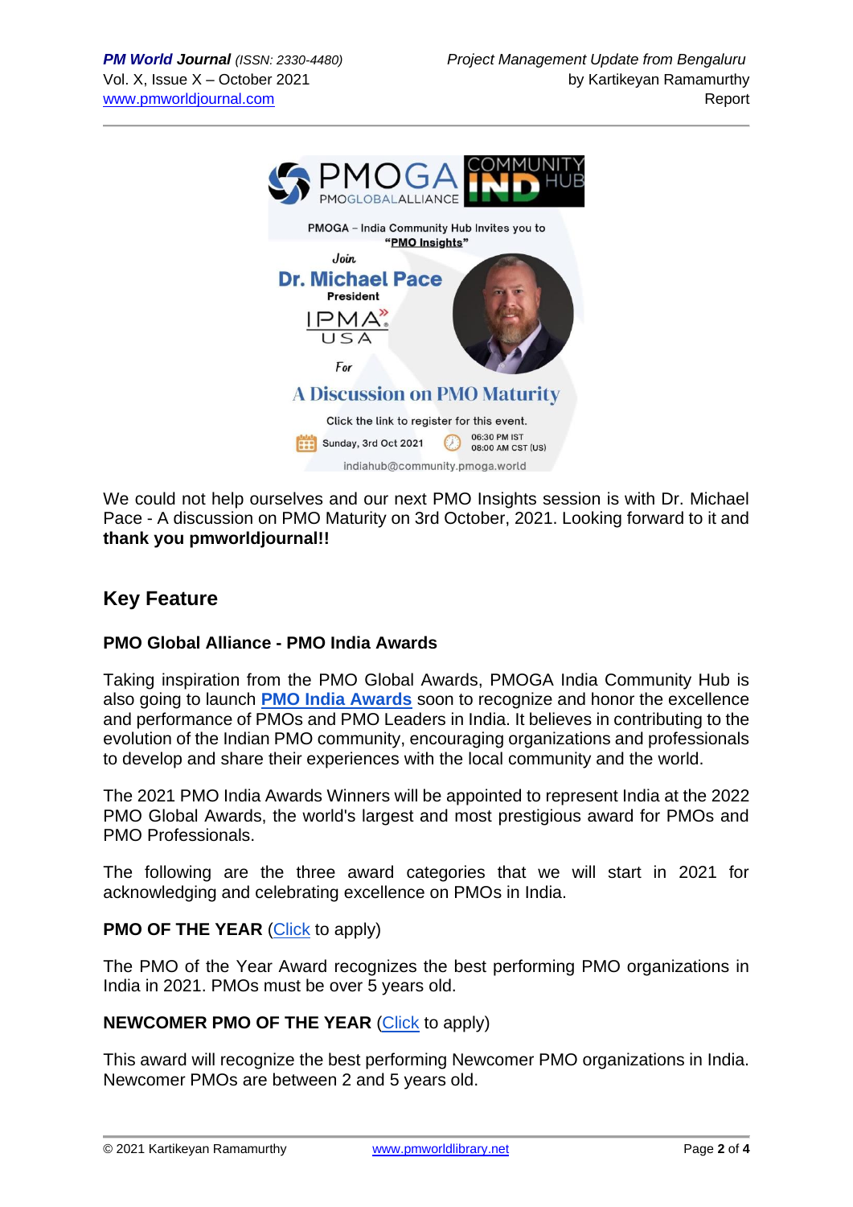PMOGA – India Community Hub Invites you to "**PMO Insights**"

Join **Dr. Michael Pace**, President, IPMA USA

For **A Discussion on PMO Maturity**

Click the link to register for this event.

Sunday, 3rd Oct 2021 — 06:30 PM IST / 08:00 AM CST (US)

indiahub@community.pmoga.world

We could not help ourselves and our next PMO Insights session is with Dr. Michael Pace - A discussion on PMO Maturity on 3rd October, 2021. Looking forward to it and **thank you pmworldjournal!!**

## Key Feature

### PMO Global Alliance - PMO India Awards

Taking inspiration from the PMO Global Awards, PMOGA India Community Hub is also going to launch **PMO India Awards** soon to recognize and honor the excellence and performance of PMOs and PMO Leaders in India. It believes in contributing to the evolution of the Indian PMO community, encouraging organizations and professionals to develop and share their experiences with the local community and the world.

The 2021 PMO India Awards Winners will be appointed to represent India at the 2022 PMO Global Awards, the world's largest and most prestigious award for PMOs and PMO Professionals.

The following are the three award categories that we will start in 2021 for acknowledging and celebrating excellence on PMOs in India.

**PMO OF THE YEAR** (Click to apply)

The PMO of the Year Award recognizes the best performing PMO organizations in India in 2021. PMOs must be over 5 years old.

**NEWCOMER PMO OF THE YEAR** (Click to apply)

This award will recognize the best performing Newcomer PMO organizations in India. Newcomer PMOs are between 2 and 5 years old.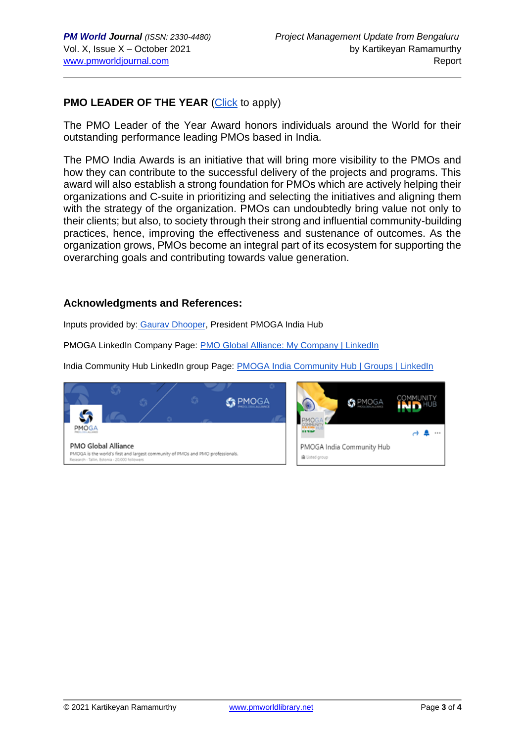**PMO LEADER OF THE YEAR** (Click to apply)

The PMO Leader of the Year Award honors individuals around the World for their outstanding performance leading PMOs based in India.

The PMO India Awards is an initiative that will bring more visibility to the PMOs and how they can contribute to the successful delivery of the projects and programs. This award will also establish a strong foundation for PMOs which are actively helping their organizations and C-suite in prioritizing and selecting the initiatives and aligning them with the strategy of the organization. PMOs can undoubtedly bring value not only to their clients; but also, to society through their strong and influential community-building practices, hence, improving the effectiveness and sustenance of outcomes. As the organization grows, PMOs become an integral part of its ecosystem for supporting the overarching goals and contributing towards value generation.

## Acknowledgments and References:

Inputs provided by: Gaurav Dhooper, President PMOGA India Hub

PMOGA LinkedIn Company Page: PMO Global Alliance: My Company | LinkedIn

India Community Hub LinkedIn group Page: PMOGA India Community Hub | Groups | LinkedIn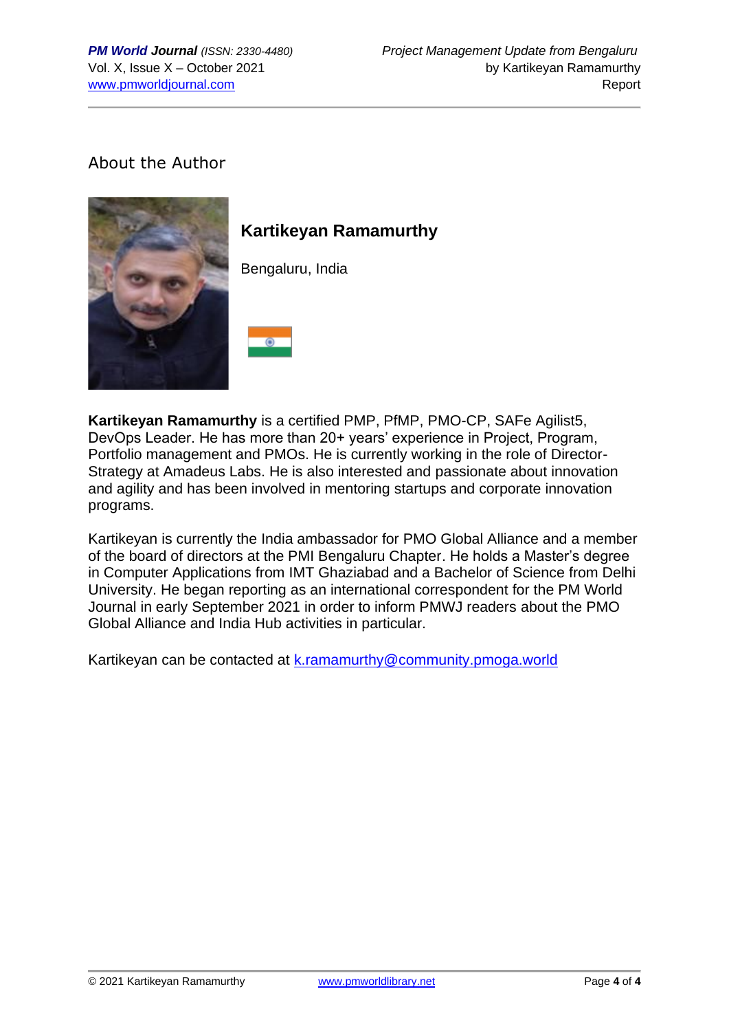## About the Author

### Kartikeyan Ramamurthy

Bengaluru, India

**Kartikeyan Ramamurthy** is a certified PMP, PfMP, PMO-CP, SAFe Agilist5, DevOps Leader. He has more than 20+ years' experience in Project, Program, Portfolio management and PMOs. He is currently working in the role of Director-Strategy at Amadeus Labs. He is also interested and passionate about innovation and agility and has been involved in mentoring startups and corporate innovation programs.

Kartikeyan is currently the India ambassador for PMO Global Alliance and a member of the board of directors at the PMI Bengaluru Chapter. He holds a Master's degree in Computer Applications from IMT Ghaziabad and a Bachelor of Science from Delhi University. He began reporting as an international correspondent for the PM World Journal in early September 2021 in order to inform PMWJ readers about the PMO Global Alliance and India Hub activities in particular.

Kartikeyan can be contacted at k.ramamurthy@community.pmoga.world